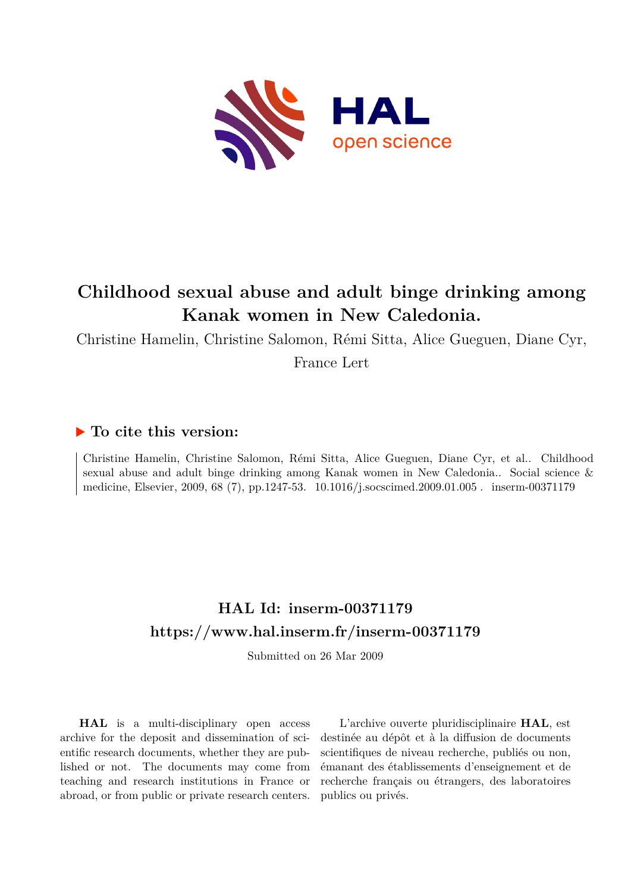# Childhood sexual abuse and adult binge drinking among Kanak women in New Caledonia.

Christine Hamelin, Christine Salomon, Rémi Sitta, Alice Gueguen, Diane Cyr, France Lert

## ▶ To cite this version:

Christine Hamelin, Christine Salomon, Rémi Sitta, Alice Gueguen, Diane Cyr, et al.. Childhood sexual abuse and adult binge drinking among Kanak women in New Caledonia.. Social science & medicine, Elsevier, 2009, 68 (7), pp.1247-53. 10.1016/j.socscimed.2009.01.005 . inserm-00371179

## HAL Id: inserm-00371179
## https://www.hal.inserm.fr/inserm-00371179

Submitted on 26 Mar 2009

**HAL** is a multi-disciplinary open access archive for the deposit and dissemination of scientific research documents, whether they are published or not. The documents may come from teaching and research institutions in France or abroad, or from public or private research centers.

L'archive ouverte pluridisciplinaire **HAL**, est destinée au dépôt et à la diffusion de documents scientifiques de niveau recherche, publiés ou non, émanant des établissements d'enseignement et de recherche français ou étrangers, des laboratoires publics ou privés.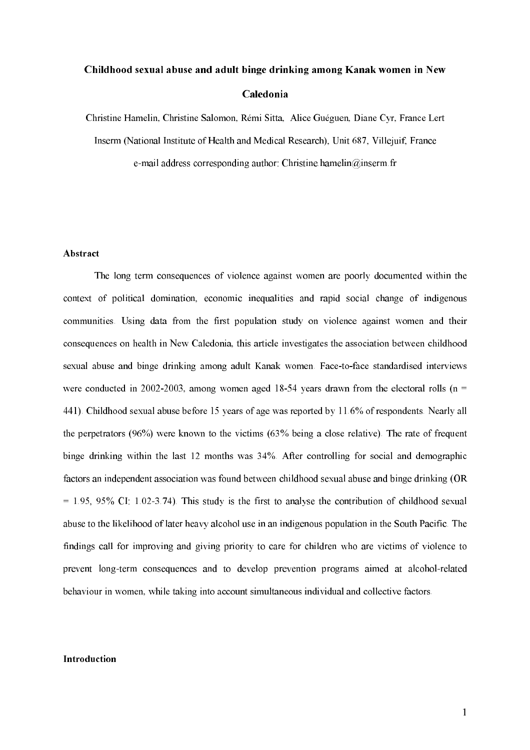# Childhood sexual abuse and adult binge drinking among Kanak women in New Caledonia

Christine Hamelin, Christine Salomon, Rémi Sitta, Alice Guéguen, Diane Cyr, France Lert

Inserm (National Institute of Health and Medical Research), Unit 687, Villejuif, France

e-mail address corresponding author: Christine.hamelin@inserm.fr

## Abstract

The long term consequences of violence against women are poorly documented within the context of political domination, economic inequalities and rapid social change of indigenous communities. Using data from the first population study on violence against women and their consequences on health in New Caledonia, this article investigates the association between childhood sexual abuse and binge drinking among adult Kanak women. Face-to-face standardised interviews were conducted in 2002-2003, among women aged 18-54 years drawn from the electoral rolls (n = 441). Childhood sexual abuse before 15 years of age was reported by 11.6% of respondents. Nearly all the perpetrators (96%) were known to the victims (63% being a close relative). The rate of frequent binge drinking within the last 12 months was 34%. After controlling for social and demographic factors an independent association was found between childhood sexual abuse and binge drinking (OR = 1.95, 95% CI: 1.02-3.74). This study is the first to analyse the contribution of childhood sexual abuse to the likelihood of later heavy alcohol use in an indigenous population in the South Pacific. The findings call for improving and giving priority to care for children who are victims of violence to prevent long-term consequences and to develop prevention programs aimed at alcohol-related behaviour in women, while taking into account simultaneous individual and collective factors.

## Introduction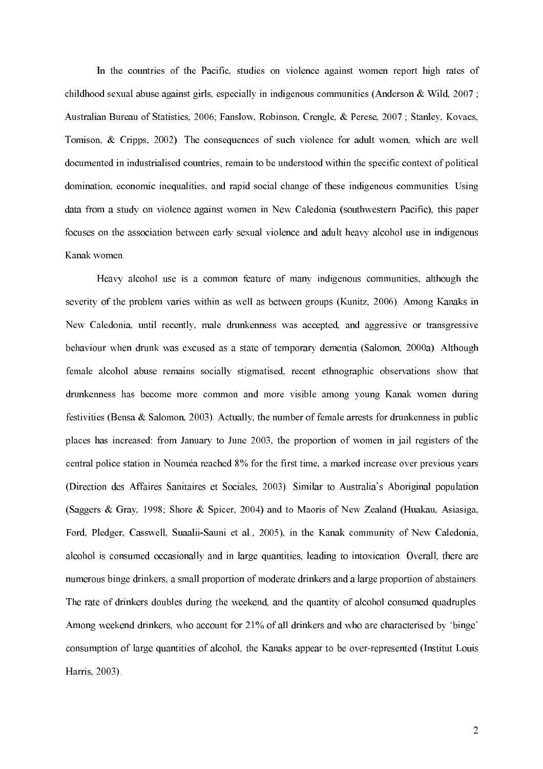In the countries of the Pacific, studies on violence against women report high rates of childhood sexual abuse against girls, especially in indigenous communities (Anderson & Wild, 2007 ; Australian Bureau of Statistics, 2006; Fanslow, Robinson, Crengle, & Perese, 2007 ; Stanley, Kovacs, Tomison, & Cripps, 2002). The consequences of such violence for adult women, which are well documented in industrialised countries, remain to be understood within the specific context of political domination, economic inequalities, and rapid social change of these indigenous communities. Using data from a study on violence against women in New Caledonia (southwestern Pacific), this paper focuses on the association between early sexual violence and adult heavy alcohol use in indigenous Kanak women.

Heavy alcohol use is a common feature of many indigenous communities, although the severity of the problem varies within as well as between groups (Kunitz, 2006). Among Kanaks in New Caledonia, until recently, male drunkenness was accepted, and aggressive or transgressive behaviour when drunk was excused as a state of temporary dementia (Salomon, 2000a). Although female alcohol abuse remains socially stigmatised, recent ethnographic observations show that drunkenness has become more common and more visible among young Kanak women during festivities (Bensa & Salomon, 2003). Actually, the number of female arrests for drunkenness in public places has increased: from January to June 2003, the proportion of women in jail registers of the central police station in Nouméa reached 8% for the first time, a marked increase over previous years (Direction des Affaires Sanitaires et Sociales, 2003). Similar to Australia's Aboriginal population (Saggers & Gray, 1998; Shore & Spicer, 2004) and to Maoris of New Zealand (Huakau, Asiasiga, Ford, Pledger, Casswell, Suaalii-Sauni et al., 2005), in the Kanak community of New Caledonia, alcohol is consumed occasionally and in large quantities, leading to intoxication. Overall, there are numerous binge drinkers, a small proportion of moderate drinkers and a large proportion of abstainers. The rate of drinkers doubles during the weekend, and the quantity of alcohol consumed quadruples. Among weekend drinkers, who account for 21% of all drinkers and who are characterised by 'binge' consumption of large quantities of alcohol, the Kanaks appear to be over-represented (Institut Louis Harris, 2003).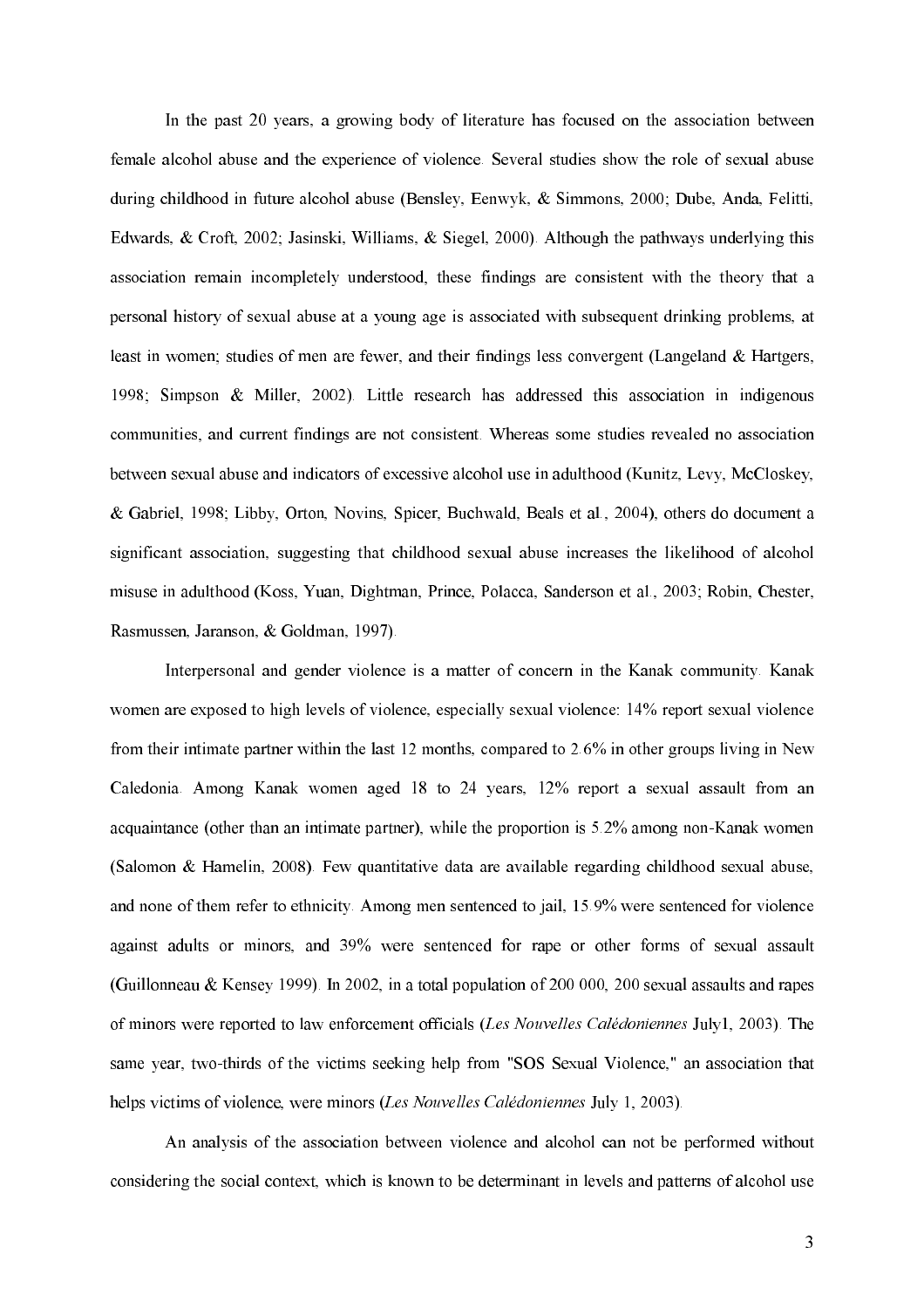In the past 20 years, a growing body of literature has focused on the association between female alcohol abuse and the experience of violence. Several studies show the role of sexual abuse during childhood in future alcohol abuse (Bensley, Eenwyk, & Simmons, 2000; Dube, Anda, Felitti, Edwards, & Croft, 2002; Jasinski, Williams, & Siegel, 2000). Although the pathways underlying this association remain incompletely understood, these findings are consistent with the theory that a personal history of sexual abuse at a young age is associated with subsequent drinking problems, at least in women; studies of men are fewer, and their findings less convergent (Langeland & Hartgers, 1998; Simpson & Miller, 2002). Little research has addressed this association in indigenous communities, and current findings are not consistent. Whereas some studies revealed no association between sexual abuse and indicators of excessive alcohol use in adulthood (Kunitz, Levy, McCloskey, & Gabriel, 1998; Libby, Orton, Novins, Spicer, Buchwald, Beals et al., 2004), others do document a significant association, suggesting that childhood sexual abuse increases the likelihood of alcohol misuse in adulthood (Koss, Yuan, Dightman, Prince, Polacca, Sanderson et al., 2003; Robin, Chester, Rasmussen, Jaranson, & Goldman, 1997).

Interpersonal and gender violence is a matter of concern in the Kanak community. Kanak women are exposed to high levels of violence, especially sexual violence: 14% report sexual violence from their intimate partner within the last 12 months, compared to 2.6% in other groups living in New Caledonia. Among Kanak women aged 18 to 24 years, 12% report a sexual assault from an acquaintance (other than an intimate partner), while the proportion is 5.2% among non-Kanak women (Salomon & Hamelin, 2008). Few quantitative data are available regarding childhood sexual abuse, and none of them refer to ethnicity. Among men sentenced to jail, 15.9% were sentenced for violence against adults or minors, and 39% were sentenced for rape or other forms of sexual assault (Guillonneau & Kensey 1999). In 2002, in a total population of 200 000, 200 sexual assaults and rapes of minors were reported to law enforcement officials (*Les Nouvelles Calédoniennes* July1, 2003). The same year, two-thirds of the victims seeking help from "SOS Sexual Violence," an association that helps victims of violence, were minors (*Les Nouvelles Calédoniennes* July 1, 2003).

An analysis of the association between violence and alcohol can not be performed without considering the social context, which is known to be determinant in levels and patterns of alcohol use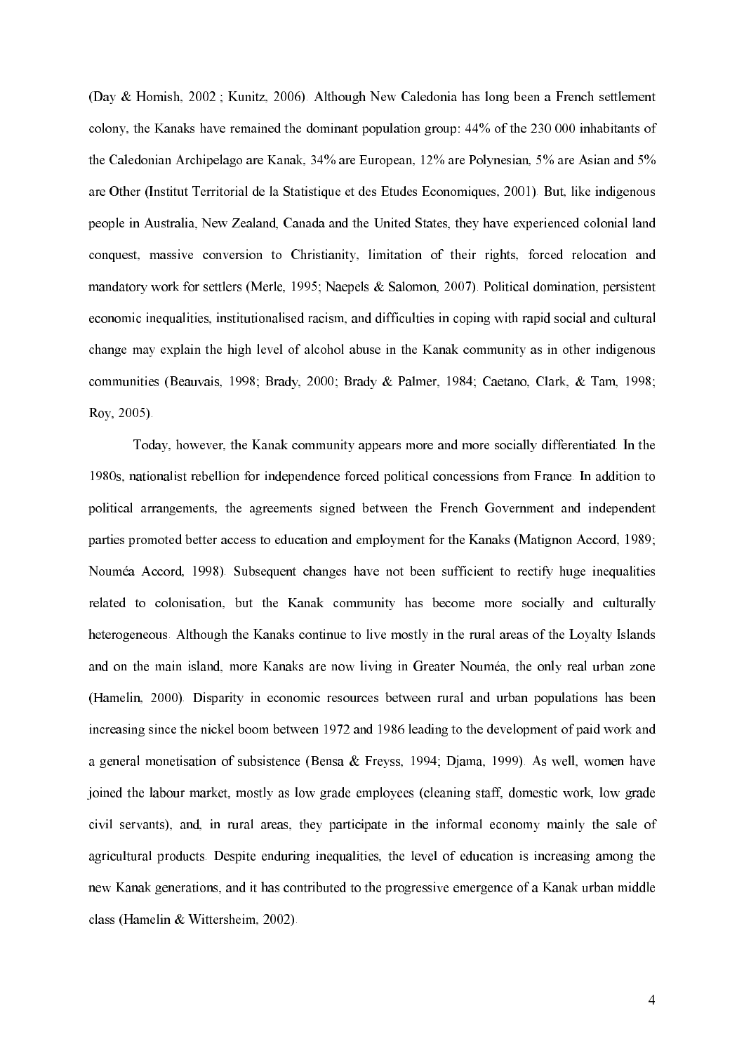(Day & Homish, 2002 ; Kunitz, 2006). Although New Caledonia has long been a French settlement colony, the Kanaks have remained the dominant population group: 44% of the 230 000 inhabitants of the Caledonian Archipelago are Kanak, 34% are European, 12% are Polynesian, 5% are Asian and 5% are Other (Institut Territorial de la Statistique et des Etudes Economiques, 2001). But, like indigenous people in Australia, New Zealand, Canada and the United States, they have experienced colonial land conquest, massive conversion to Christianity, limitation of their rights, forced relocation and mandatory work for settlers (Merle, 1995; Naepels & Salomon, 2007). Political domination, persistent economic inequalities, institutionalised racism, and difficulties in coping with rapid social and cultural change may explain the high level of alcohol abuse in the Kanak community as in other indigenous communities (Beauvais, 1998; Brady, 2000; Brady & Palmer, 1984; Caetano, Clark, & Tam, 1998; Roy, 2005).

Today, however, the Kanak community appears more and more socially differentiated. In the 1980s, nationalist rebellion for independence forced political concessions from France. In addition to political arrangements, the agreements signed between the French Government and independent parties promoted better access to education and employment for the Kanaks (Matignon Accord, 1989; Nouméa Accord, 1998). Subsequent changes have not been sufficient to rectify huge inequalities related to colonisation, but the Kanak community has become more socially and culturally heterogeneous. Although the Kanaks continue to live mostly in the rural areas of the Loyalty Islands and on the main island, more Kanaks are now living in Greater Nouméa, the only real urban zone (Hamelin, 2000). Disparity in economic resources between rural and urban populations has been increasing since the nickel boom between 1972 and 1986 leading to the development of paid work and a general monetisation of subsistence (Bensa & Freyss, 1994; Djama, 1999). As well, women have joined the labour market, mostly as low grade employees (cleaning staff, domestic work, low grade civil servants), and, in rural areas, they participate in the informal economy mainly the sale of agricultural products. Despite enduring inequalities, the level of education is increasing among the new Kanak generations, and it has contributed to the progressive emergence of a Kanak urban middle class (Hamelin & Wittersheim, 2002).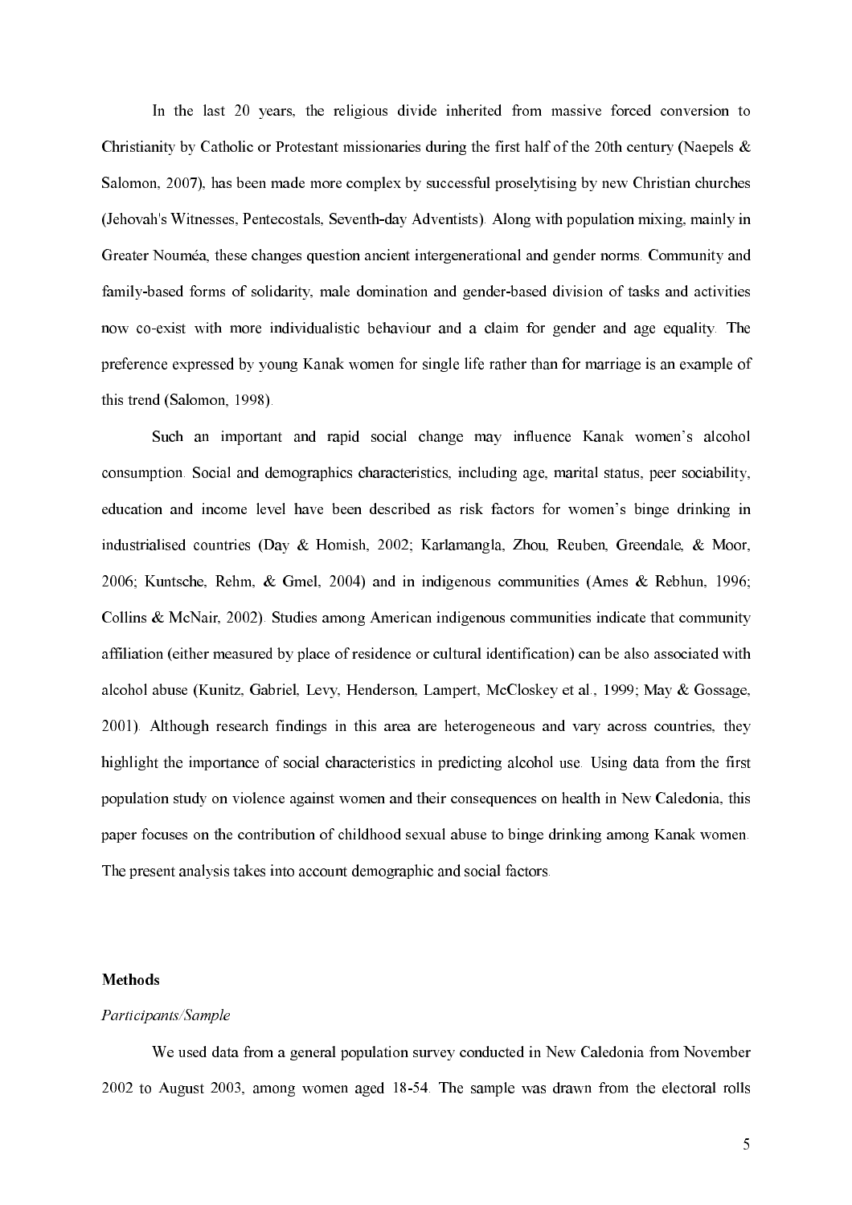In the last 20 years, the religious divide inherited from massive forced conversion to Christianity by Catholic or Protestant missionaries during the first half of the 20th century (Naepels & Salomon, 2007), has been made more complex by successful proselytising by new Christian churches (Jehovah's Witnesses, Pentecostals, Seventh-day Adventists). Along with population mixing, mainly in Greater Nouméa, these changes question ancient intergenerational and gender norms. Community and family-based forms of solidarity, male domination and gender-based division of tasks and activities now co-exist with more individualistic behaviour and a claim for gender and age equality. The preference expressed by young Kanak women for single life rather than for marriage is an example of this trend (Salomon, 1998).

Such an important and rapid social change may influence Kanak women's alcohol consumption. Social and demographics characteristics, including age, marital status, peer sociability, education and income level have been described as risk factors for women's binge drinking in industrialised countries (Day & Homish, 2002; Karlamangla, Zhou, Reuben, Greendale, & Moor, 2006; Kuntsche, Rehm, & Gmel, 2004) and in indigenous communities (Ames & Rebhun, 1996; Collins & McNair, 2002). Studies among American indigenous communities indicate that community affiliation (either measured by place of residence or cultural identification) can be also associated with alcohol abuse (Kunitz, Gabriel, Levy, Henderson, Lampert, McCloskey et al., 1999; May & Gossage, 2001). Although research findings in this area are heterogeneous and vary across countries, they highlight the importance of social characteristics in predicting alcohol use. Using data from the first population study on violence against women and their consequences on health in New Caledonia, this paper focuses on the contribution of childhood sexual abuse to binge drinking among Kanak women. The present analysis takes into account demographic and social factors.

## Methods

### *Participants/Sample*

We used data from a general population survey conducted in New Caledonia from November 2002 to August 2003, among women aged 18-54. The sample was drawn from the electoral rolls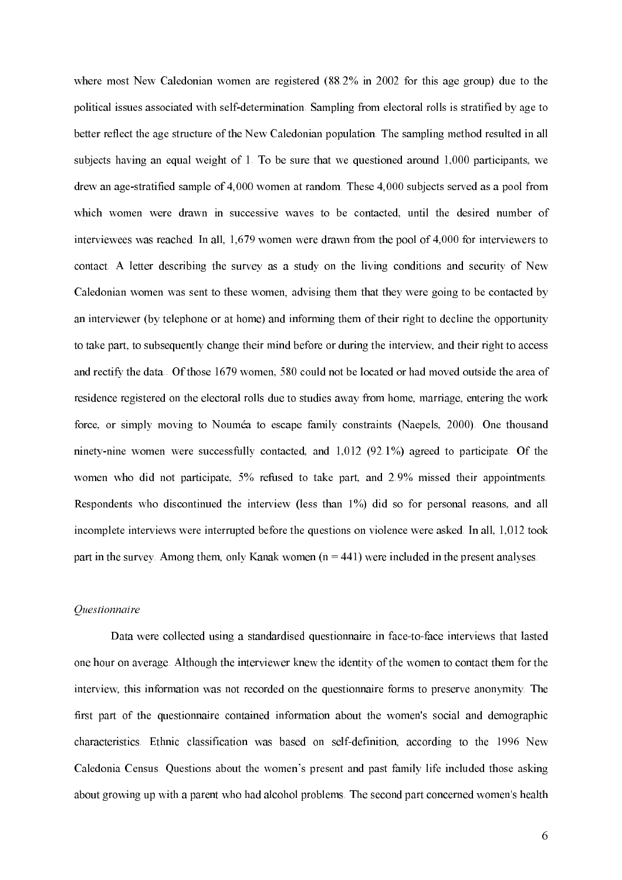where most New Caledonian women are registered (88.2% in 2002 for this age group) due to the political issues associated with self-determination. Sampling from electoral rolls is stratified by age to better reflect the age structure of the New Caledonian population. The sampling method resulted in all subjects having an equal weight of 1. To be sure that we questioned around 1,000 participants, we drew an age-stratified sample of 4,000 women at random. These 4,000 subjects served as a pool from which women were drawn in successive waves to be contacted, until the desired number of interviewees was reached. In all, 1,679 women were drawn from the pool of 4,000 for interviewers to contact. A letter describing the survey as a study on the living conditions and security of New Caledonian women was sent to these women, advising them that they were going to be contacted by an interviewer (by telephone or at home) and informing them of their right to decline the opportunity to take part, to subsequently change their mind before or during the interview, and their right to access and rectify the data.. Of those 1679 women, 580 could not be located or had moved outside the area of residence registered on the electoral rolls due to studies away from home, marriage, entering the work force, or simply moving to Nouméa to escape family constraints (Naepels, 2000). One thousand ninety-nine women were successfully contacted, and 1,012 (92.1%) agreed to participate. Of the women who did not participate, 5% refused to take part, and 2.9% missed their appointments. Respondents who discontinued the interview (less than 1%) did so for personal reasons, and all incomplete interviews were interrupted before the questions on violence were asked. In all, 1,012 took part in the survey. Among them, only Kanak women (n = 441) were included in the present analyses.

*Questionnaire*

Data were collected using a standardised questionnaire in face-to-face interviews that lasted one hour on average. Although the interviewer knew the identity of the women to contact them for the interview, this information was not recorded on the questionnaire forms to preserve anonymity. The first part of the questionnaire contained information about the women's social and demographic characteristics. Ethnic classification was based on self-definition, according to the 1996 New Caledonia Census. Questions about the women's present and past family life included those asking about growing up with a parent who had alcohol problems. The second part concerned women's health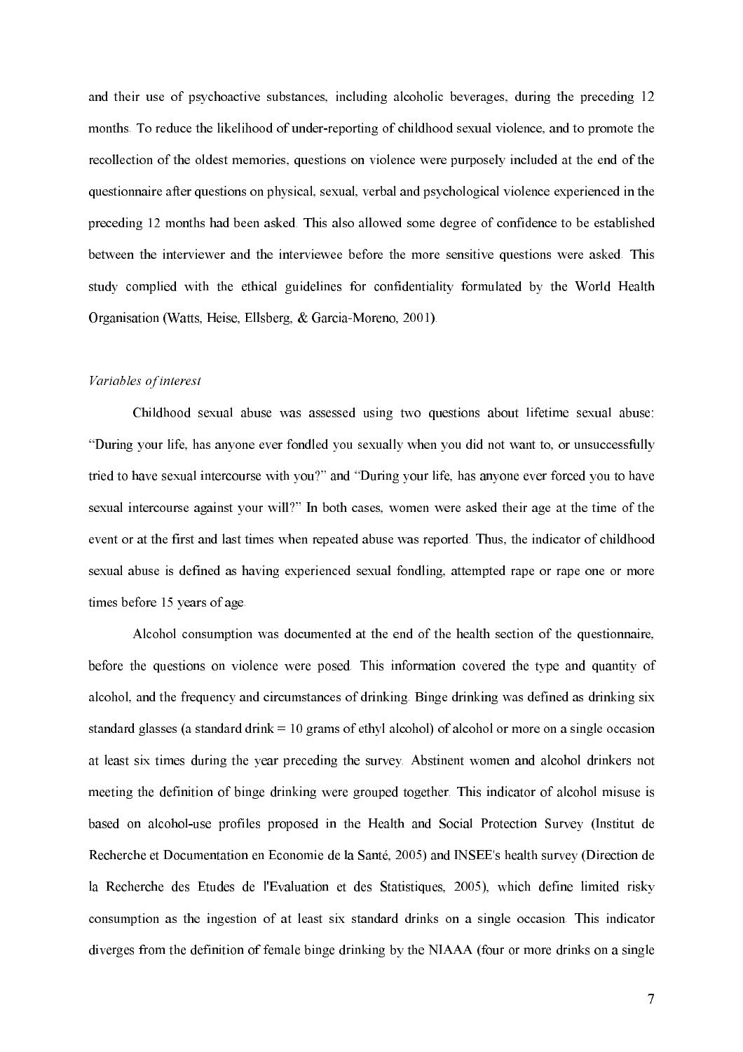and their use of psychoactive substances, including alcoholic beverages, during the preceding 12 months. To reduce the likelihood of under-reporting of childhood sexual violence, and to promote the recollection of the oldest memories, questions on violence were purposely included at the end of the questionnaire after questions on physical, sexual, verbal and psychological violence experienced in the preceding 12 months had been asked. This also allowed some degree of confidence to be established between the interviewer and the interviewee before the more sensitive questions were asked. This study complied with the ethical guidelines for confidentiality formulated by the World Health Organisation (Watts, Heise, Ellsberg, & Garcia-Moreno, 2001).

*Variables of interest*

Childhood sexual abuse was assessed using two questions about lifetime sexual abuse: "During your life, has anyone ever fondled you sexually when you did not want to, or unsuccessfully tried to have sexual intercourse with you?" and "During your life, has anyone ever forced you to have sexual intercourse against your will?" In both cases, women were asked their age at the time of the event or at the first and last times when repeated abuse was reported. Thus, the indicator of childhood sexual abuse is defined as having experienced sexual fondling, attempted rape or rape one or more times before 15 years of age.

Alcohol consumption was documented at the end of the health section of the questionnaire, before the questions on violence were posed. This information covered the type and quantity of alcohol, and the frequency and circumstances of drinking. Binge drinking was defined as drinking six standard glasses (a standard drink = 10 grams of ethyl alcohol) of alcohol or more on a single occasion at least six times during the year preceding the survey. Abstinent women and alcohol drinkers not meeting the definition of binge drinking were grouped together. This indicator of alcohol misuse is based on alcohol-use profiles proposed in the Health and Social Protection Survey (Institut de Recherche et Documentation en Economie de la Santé, 2005) and INSEE's health survey (Direction de la Recherche des Etudes de l'Evaluation et des Statistiques, 2005), which define limited risky consumption as the ingestion of at least six standard drinks on a single occasion. This indicator diverges from the definition of female binge drinking by the NIAAA (four or more drinks on a single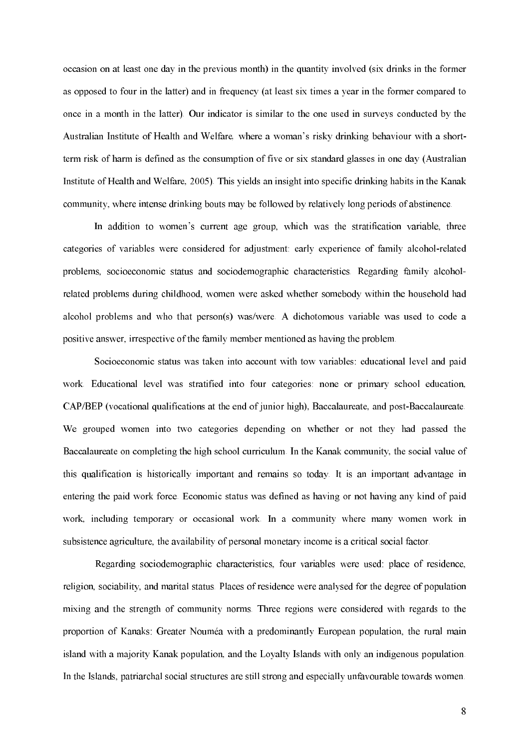occasion on at least one day in the previous month) in the quantity involved (six drinks in the former as opposed to four in the latter) and in frequency (at least six times a year in the former compared to once in a month in the latter). Our indicator is similar to the one used in surveys conducted by the Australian Institute of Health and Welfare, where a woman's risky drinking behaviour with a short-term risk of harm is defined as the consumption of five or six standard glasses in one day (Australian Institute of Health and Welfare, 2005). This yields an insight into specific drinking habits in the Kanak community, where intense drinking bouts may be followed by relatively long periods of abstinence.

In addition to women's current age group, which was the stratification variable, three categories of variables were considered for adjustment: early experience of family alcohol-related problems, socioeconomic status and sociodemographic characteristics. Regarding family alcohol-related problems during childhood, women were asked whether somebody within the household had alcohol problems and who that person(s) was/were. A dichotomous variable was used to code a positive answer, irrespective of the family member mentioned as having the problem.

Socioeconomic status was taken into account with tow variables: educational level and paid work. Educational level was stratified into four categories: none or primary school education, CAP/BEP (vocational qualifications at the end of junior high), Baccalaureate, and post-Baccalaureate. We grouped women into two categories depending on whether or not they had passed the Baccalaureate on completing the high school curriculum. In the Kanak community, the social value of this qualification is historically important and remains so today. It is an important advantage in entering the paid work force. Economic status was defined as having or not having any kind of paid work, including temporary or occasional work. In a community where many women work in subsistence agriculture, the availability of personal monetary income is a critical social factor.

Regarding sociodemographic characteristics, four variables were used: place of residence, religion, sociability, and marital status. Places of residence were analysed for the degree of population mixing and the strength of community norms. Three regions were considered with regards to the proportion of Kanaks: Greater Nouméa with a predominantly European population, the rural main island with a majority Kanak population, and the Loyalty Islands with only an indigenous population. In the Islands, patriarchal social structures are still strong and especially unfavourable towards women.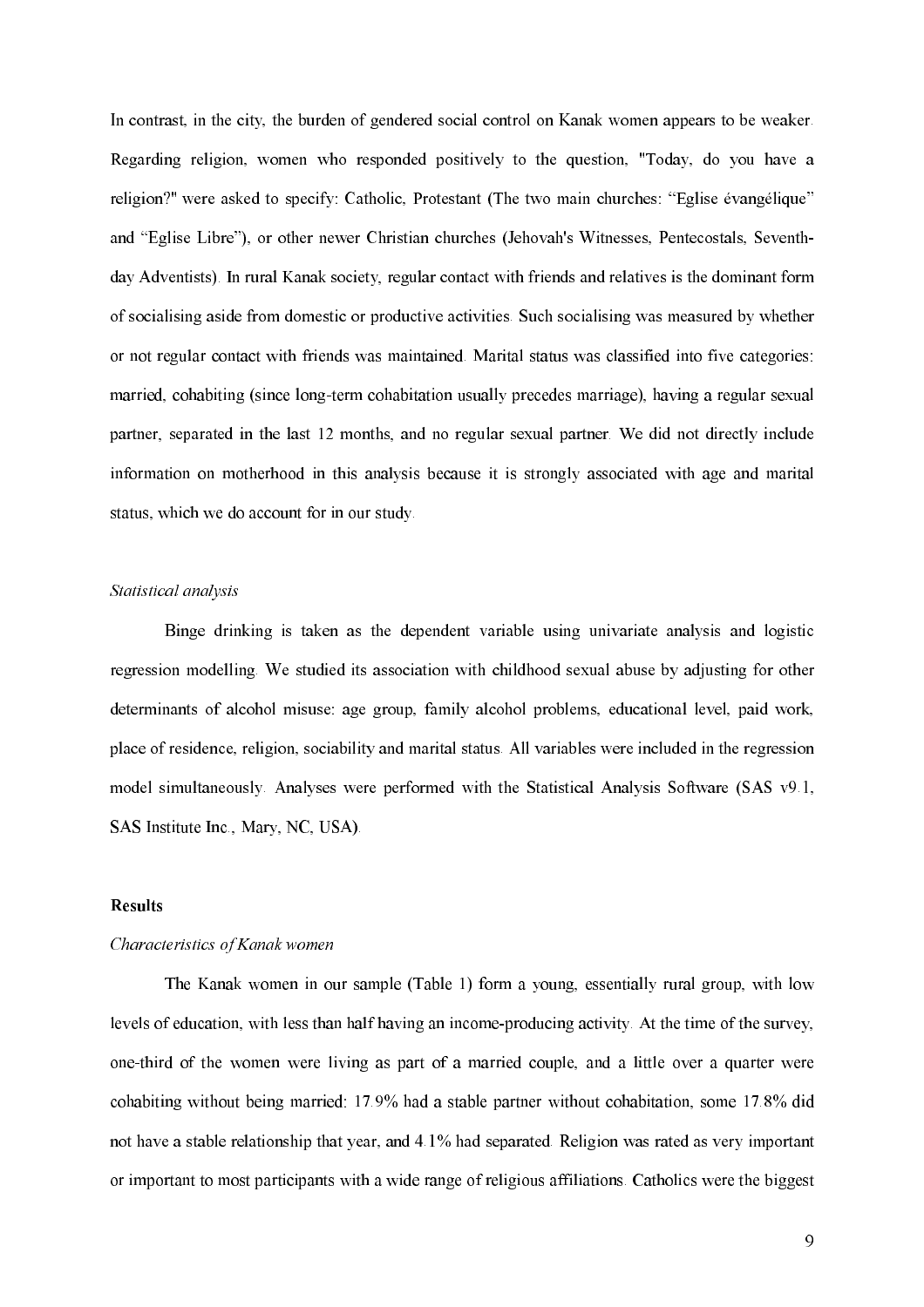In contrast, in the city, the burden of gendered social control on Kanak women appears to be weaker. Regarding religion, women who responded positively to the question, "Today, do you have a religion?" were asked to specify: Catholic, Protestant (The two main churches: “Eglise évangélique” and “Eglise Libre”), or other newer Christian churches (Jehovah's Witnesses, Pentecostals, Seventh-day Adventists). In rural Kanak society, regular contact with friends and relatives is the dominant form of socialising aside from domestic or productive activities. Such socialising was measured by whether or not regular contact with friends was maintained. Marital status was classified into five categories: married, cohabiting (since long-term cohabitation usually precedes marriage), having a regular sexual partner, separated in the last 12 months, and no regular sexual partner. We did not directly include information on motherhood in this analysis because it is strongly associated with age and marital status, which we do account for in our study.

*Statistical analysis*

Binge drinking is taken as the dependent variable using univariate analysis and logistic regression modelling. We studied its association with childhood sexual abuse by adjusting for other determinants of alcohol misuse: age group, family alcohol problems, educational level, paid work, place of residence, religion, sociability and marital status. All variables were included in the regression model simultaneously. Analyses were performed with the Statistical Analysis Software (SAS v9.1, SAS Institute Inc., Mary, NC, USA).

## Results

*Characteristics of Kanak women*

The Kanak women in our sample (Table 1) form a young, essentially rural group, with low levels of education, with less than half having an income-producing activity. At the time of the survey, one-third of the women were living as part of a married couple, and a little over a quarter were cohabiting without being married: 17.9% had a stable partner without cohabitation, some 17.8% did not have a stable relationship that year, and 4.1% had separated. Religion was rated as very important or important to most participants with a wide range of religious affiliations. Catholics were the biggest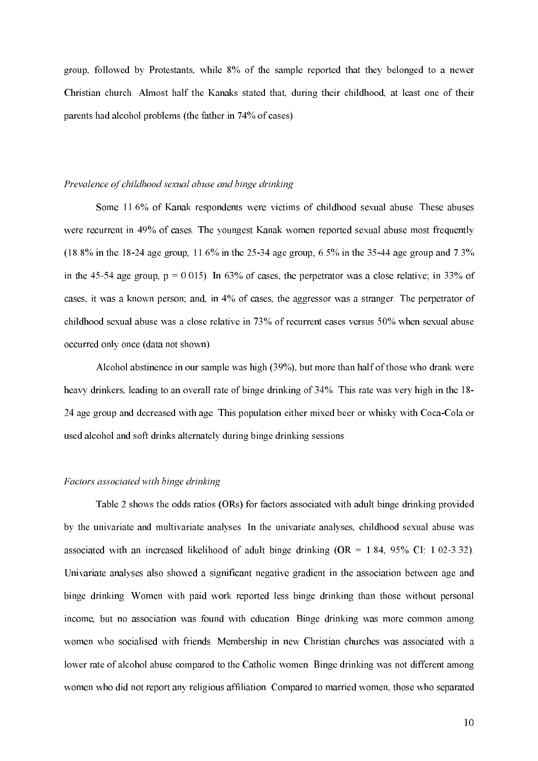group, followed by Protestants, while 8% of the sample reported that they belonged to a newer Christian church. Almost half the Kanaks stated that, during their childhood, at least one of their parents had alcohol problems (the father in 74% of cases).

*Prevalence of childhood sexual abuse and binge drinking*

Some 11.6% of Kanak respondents were victims of childhood sexual abuse. These abuses were recurrent in 49% of cases. The youngest Kanak women reported sexual abuse most frequently (18.8% in the 18-24 age group, 11.6% in the 25-34 age group, 6.5% in the 35-44 age group and 7.3% in the 45-54 age group, $p = 0.015$). In 63% of cases, the perpetrator was a close relative; in 33% of cases, it was a known person; and, in 4% of cases, the aggressor was a stranger. The perpetrator of childhood sexual abuse was a close relative in 73% of recurrent cases versus 50% when sexual abuse occurred only once (data not shown).

Alcohol abstinence in our sample was high (39%), but more than half of those who drank were heavy drinkers, leading to an overall rate of binge drinking of 34%. This rate was very high in the 18-24 age group and decreased with age. This population either mixed beer or whisky with Coca-Cola or used alcohol and soft drinks alternately during binge drinking sessions.

*Factors associated with binge drinking*

Table 2 shows the odds ratios (ORs) for factors associated with adult binge drinking provided by the univariate and multivariate analyses. In the univariate analyses, childhood sexual abuse was associated with an increased likelihood of adult binge drinking (OR = 1.84, 95% CI: 1.02-3.32). Univariate analyses also showed a significant negative gradient in the association between age and binge drinking. Women with paid work reported less binge drinking than those without personal income, but no association was found with education. Binge drinking was more common among women who socialised with friends. Membership in new Christian churches was associated with a lower rate of alcohol abuse compared to the Catholic women. Binge drinking was not different among women who did not report any religious affiliation. Compared to married women, those who separated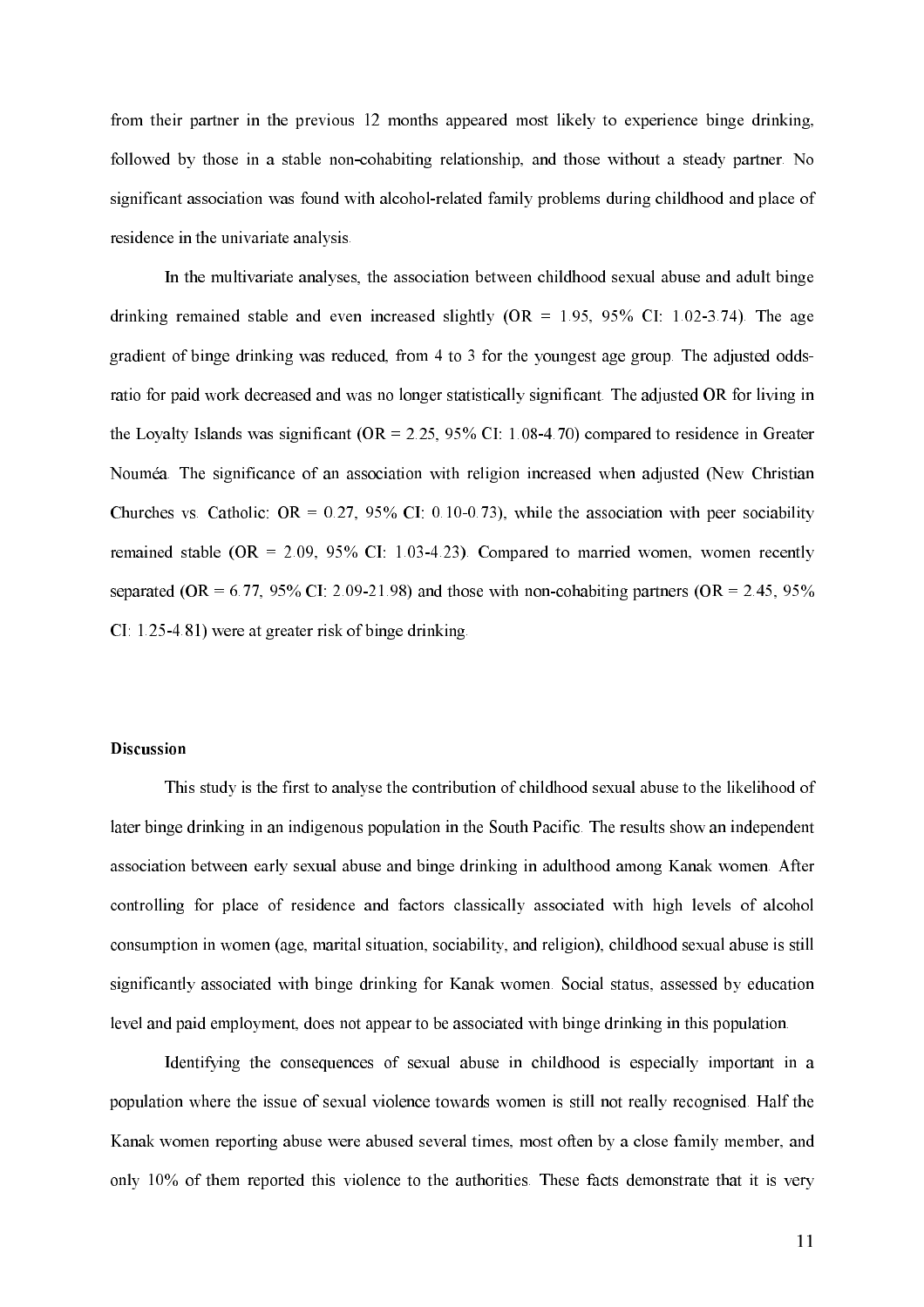from their partner in the previous 12 months appeared most likely to experience binge drinking, followed by those in a stable non-cohabiting relationship, and those without a steady partner. No significant association was found with alcohol-related family problems during childhood and place of residence in the univariate analysis.

In the multivariate analyses, the association between childhood sexual abuse and adult binge drinking remained stable and even increased slightly (OR = 1.95, 95% CI: 1.02-3.74). The age gradient of binge drinking was reduced, from 4 to 3 for the youngest age group. The adjusted odds-ratio for paid work decreased and was no longer statistically significant. The adjusted OR for living in the Loyalty Islands was significant (OR = 2.25, 95% CI: 1.08-4.70) compared to residence in Greater Nouméa. The significance of an association with religion increased when adjusted (New Christian Churches vs. Catholic: OR = 0.27, 95% CI: 0.10-0.73), while the association with peer sociability remained stable (OR = 2.09, 95% CI: 1.03-4.23). Compared to married women, women recently separated (OR = 6.77, 95% CI: 2.09-21.98) and those with non-cohabiting partners (OR = 2.45, 95% CI: 1.25-4.81) were at greater risk of binge drinking.

### Discussion

This study is the first to analyse the contribution of childhood sexual abuse to the likelihood of later binge drinking in an indigenous population in the South Pacific. The results show an independent association between early sexual abuse and binge drinking in adulthood among Kanak women. After controlling for place of residence and factors classically associated with high levels of alcohol consumption in women (age, marital situation, sociability, and religion), childhood sexual abuse is still significantly associated with binge drinking for Kanak women. Social status, assessed by education level and paid employment, does not appear to be associated with binge drinking in this population.

Identifying the consequences of sexual abuse in childhood is especially important in a population where the issue of sexual violence towards women is still not really recognised. Half the Kanak women reporting abuse were abused several times, most often by a close family member, and only 10% of them reported this violence to the authorities. These facts demonstrate that it is very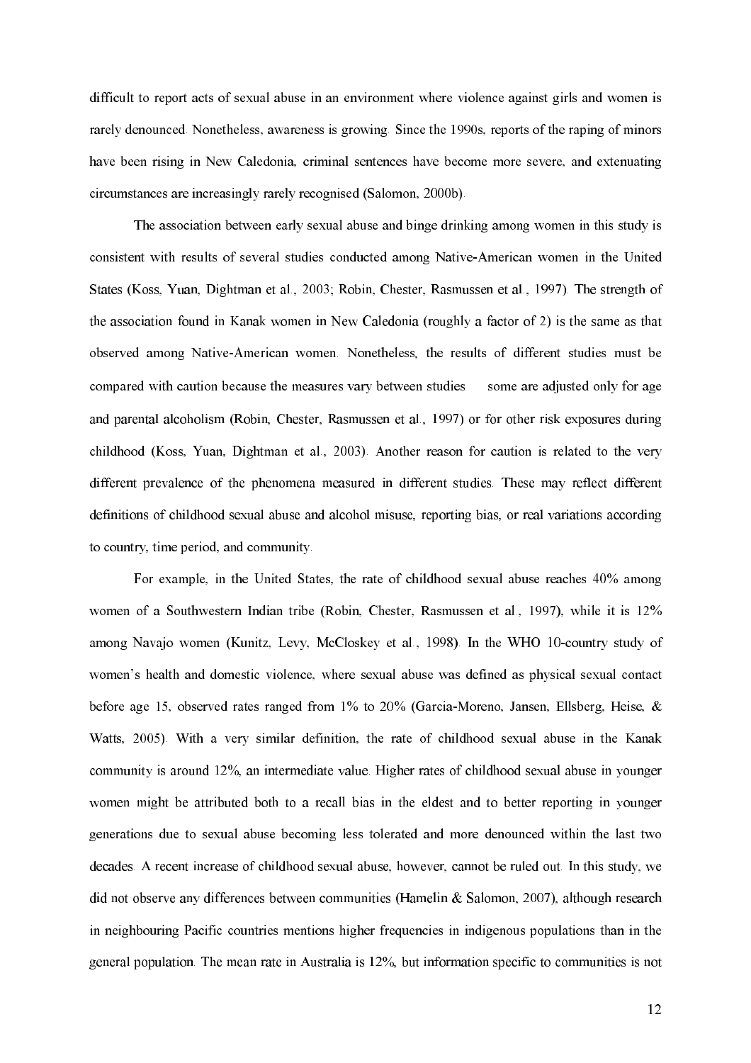difficult to report acts of sexual abuse in an environment where violence against girls and women is rarely denounced. Nonetheless, awareness is growing. Since the 1990s, reports of the raping of minors have been rising in New Caledonia, criminal sentences have become more severe, and extenuating circumstances are increasingly rarely recognised (Salomon, 2000b).

The association between early sexual abuse and binge drinking among women in this study is consistent with results of several studies conducted among Native-American women in the United States (Koss, Yuan, Dightman et al., 2003; Robin, Chester, Rasmussen et al., 1997). The strength of the association found in Kanak women in New Caledonia (roughly a factor of 2) is the same as that observed among Native-American women. Nonetheless, the results of different studies must be compared with caution because the measures vary between studies some are adjusted only for age and parental alcoholism (Robin, Chester, Rasmussen et al., 1997) or for other risk exposures during childhood (Koss, Yuan, Dightman et al., 2003). Another reason for caution is related to the very different prevalence of the phenomena measured in different studies. These may reflect different definitions of childhood sexual abuse and alcohol misuse, reporting bias, or real variations according to country, time period, and community.

For example, in the United States, the rate of childhood sexual abuse reaches 40% among women of a Southwestern Indian tribe (Robin, Chester, Rasmussen et al., 1997), while it is 12% among Navajo women (Kunitz, Levy, McCloskey et al., 1998). In the WHO 10-country study of women's health and domestic violence, where sexual abuse was defined as physical sexual contact before age 15, observed rates ranged from 1% to 20% (Garcia-Moreno, Jansen, Ellsberg, Heise, & Watts, 2005). With a very similar definition, the rate of childhood sexual abuse in the Kanak community is around 12%, an intermediate value. Higher rates of childhood sexual abuse in younger women might be attributed both to a recall bias in the eldest and to better reporting in younger generations due to sexual abuse becoming less tolerated and more denounced within the last two decades. A recent increase of childhood sexual abuse, however, cannot be ruled out. In this study, we did not observe any differences between communities (Hamelin & Salomon, 2007), although research in neighbouring Pacific countries mentions higher frequencies in indigenous populations than in the general population. The mean rate in Australia is 12%, but information specific to communities is not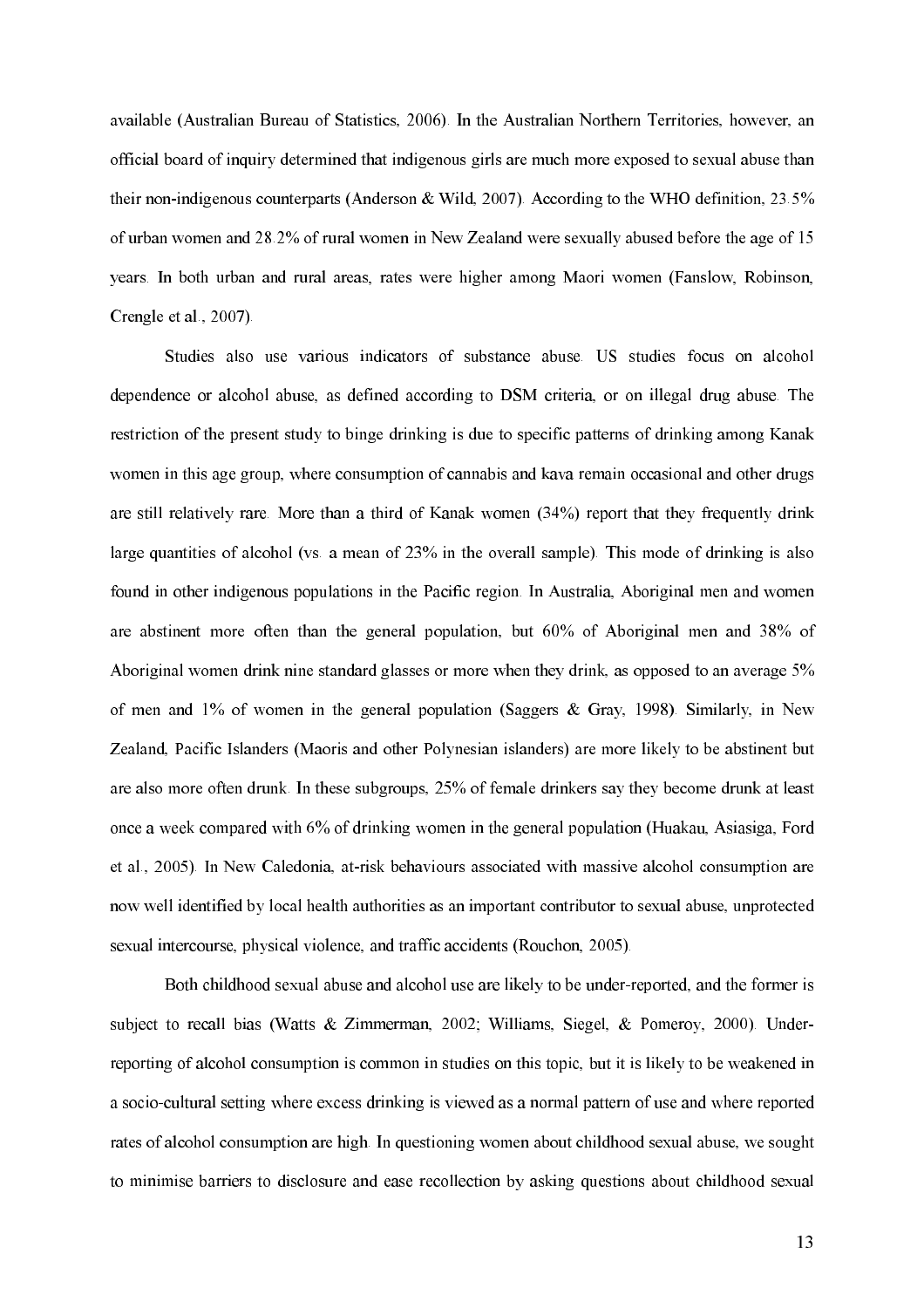available (Australian Bureau of Statistics, 2006). In the Australian Northern Territories, however, an official board of inquiry determined that indigenous girls are much more exposed to sexual abuse than their non-indigenous counterparts (Anderson & Wild, 2007). According to the WHO definition, 23.5% of urban women and 28.2% of rural women in New Zealand were sexually abused before the age of 15 years. In both urban and rural areas, rates were higher among Maori women (Fanslow, Robinson, Crengle et al., 2007).

Studies also use various indicators of substance abuse. US studies focus on alcohol dependence or alcohol abuse, as defined according to DSM criteria, or on illegal drug abuse. The restriction of the present study to binge drinking is due to specific patterns of drinking among Kanak women in this age group, where consumption of cannabis and kava remain occasional and other drugs are still relatively rare. More than a third of Kanak women (34%) report that they frequently drink large quantities of alcohol (vs. a mean of 23% in the overall sample). This mode of drinking is also found in other indigenous populations in the Pacific region. In Australia, Aboriginal men and women are abstinent more often than the general population, but 60% of Aboriginal men and 38% of Aboriginal women drink nine standard glasses or more when they drink, as opposed to an average 5% of men and 1% of women in the general population (Saggers & Gray, 1998). Similarly, in New Zealand, Pacific Islanders (Maoris and other Polynesian islanders) are more likely to be abstinent but are also more often drunk. In these subgroups, 25% of female drinkers say they become drunk at least once a week compared with 6% of drinking women in the general population (Huakau, Asiasiga, Ford et al., 2005). In New Caledonia, at-risk behaviours associated with massive alcohol consumption are now well identified by local health authorities as an important contributor to sexual abuse, unprotected sexual intercourse, physical violence, and traffic accidents (Rouchon, 2005).

Both childhood sexual abuse and alcohol use are likely to be under-reported, and the former is subject to recall bias (Watts & Zimmerman, 2002; Williams, Siegel, & Pomeroy, 2000). Under-reporting of alcohol consumption is common in studies on this topic, but it is likely to be weakened in a socio-cultural setting where excess drinking is viewed as a normal pattern of use and where reported rates of alcohol consumption are high. In questioning women about childhood sexual abuse, we sought to minimise barriers to disclosure and ease recollection by asking questions about childhood sexual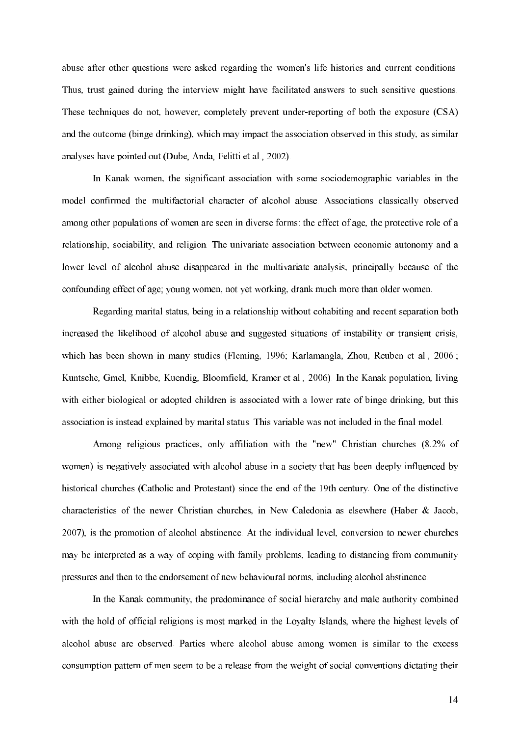abuse after other questions were asked regarding the women's life histories and current conditions. Thus, trust gained during the interview might have facilitated answers to such sensitive questions. These techniques do not, however, completely prevent under-reporting of both the exposure (CSA) and the outcome (binge drinking), which may impact the association observed in this study, as similar analyses have pointed out (Dube, Anda, Felitti et al., 2002).

In Kanak women, the significant association with some sociodemographic variables in the model confirmed the multifactorial character of alcohol abuse. Associations classically observed among other populations of women are seen in diverse forms: the effect of age, the protective role of a relationship, sociability, and religion. The univariate association between economic autonomy and a lower level of alcohol abuse disappeared in the multivariate analysis, principally because of the confounding effect of age; young women, not yet working, drank much more than older women.

Regarding marital status, being in a relationship without cohabiting and recent separation both increased the likelihood of alcohol abuse and suggested situations of instability or transient crisis, which has been shown in many studies (Fleming, 1996; Karlamangla, Zhou, Reuben et al., 2006 ; Kuntsche, Gmel, Knibbe, Kuendig, Bloomfield, Kramer et al., 2006). In the Kanak population, living with either biological or adopted children is associated with a lower rate of binge drinking, but this association is instead explained by marital status. This variable was not included in the final model.

Among religious practices, only affiliation with the "new" Christian churches (8.2% of women) is negatively associated with alcohol abuse in a society that has been deeply influenced by historical churches (Catholic and Protestant) since the end of the 19th century. One of the distinctive characteristics of the newer Christian churches, in New Caledonia as elsewhere (Haber & Jacob, 2007), is the promotion of alcohol abstinence. At the individual level, conversion to newer churches may be interpreted as a way of coping with family problems, leading to distancing from community pressures and then to the endorsement of new behavioural norms, including alcohol abstinence.

In the Kanak community, the predominance of social hierarchy and male authority combined with the hold of official religions is most marked in the Loyalty Islands, where the highest levels of alcohol abuse are observed. Parties where alcohol abuse among women is similar to the excess consumption pattern of men seem to be a release from the weight of social conventions dictating their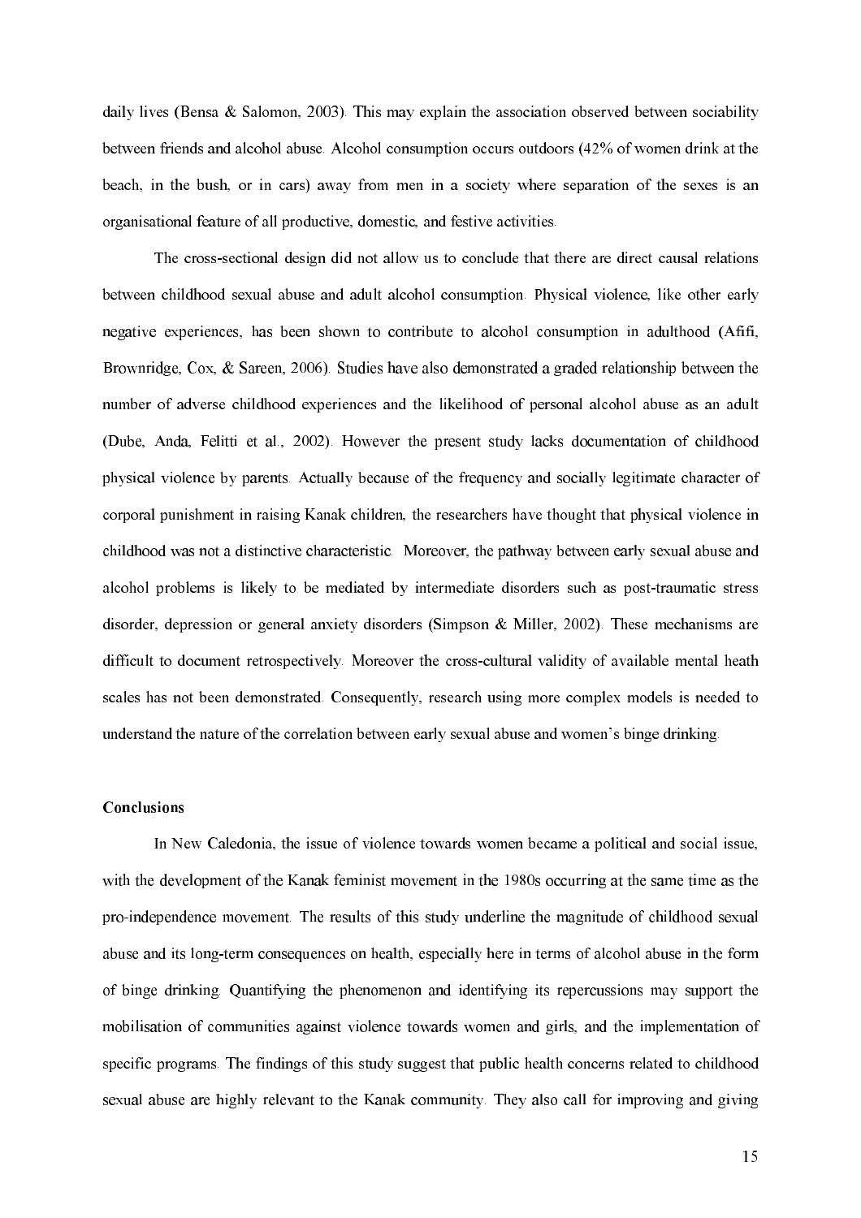daily lives (Bensa & Salomon, 2003). This may explain the association observed between sociability between friends and alcohol abuse. Alcohol consumption occurs outdoors (42% of women drink at the beach, in the bush, or in cars) away from men in a society where separation of the sexes is an organisational feature of all productive, domestic, and festive activities.

The cross-sectional design did not allow us to conclude that there are direct causal relations between childhood sexual abuse and adult alcohol consumption. Physical violence, like other early negative experiences, has been shown to contribute to alcohol consumption in adulthood (Afifi, Brownridge, Cox, & Sareen, 2006). Studies have also demonstrated a graded relationship between the number of adverse childhood experiences and the likelihood of personal alcohol abuse as an adult (Dube, Anda, Felitti et al., 2002). However the present study lacks documentation of childhood physical violence by parents. Actually because of the frequency and socially legitimate character of corporal punishment in raising Kanak children, the researchers have thought that physical violence in childhood was not a distinctive characteristic. Moreover, the pathway between early sexual abuse and alcohol problems is likely to be mediated by intermediate disorders such as post-traumatic stress disorder, depression or general anxiety disorders (Simpson & Miller, 2002). These mechanisms are difficult to document retrospectively. Moreover the cross-cultural validity of available mental heath scales has not been demonstrated. Consequently, research using more complex models is needed to understand the nature of the correlation between early sexual abuse and women's binge drinking.

## Conclusions

In New Caledonia, the issue of violence towards women became a political and social issue, with the development of the Kanak feminist movement in the 1980s occurring at the same time as the pro-independence movement. The results of this study underline the magnitude of childhood sexual abuse and its long-term consequences on health, especially here in terms of alcohol abuse in the form of binge drinking. Quantifying the phenomenon and identifying its repercussions may support the mobilisation of communities against violence towards women and girls, and the implementation of specific programs. The findings of this study suggest that public health concerns related to childhood sexual abuse are highly relevant to the Kanak community. They also call for improving and giving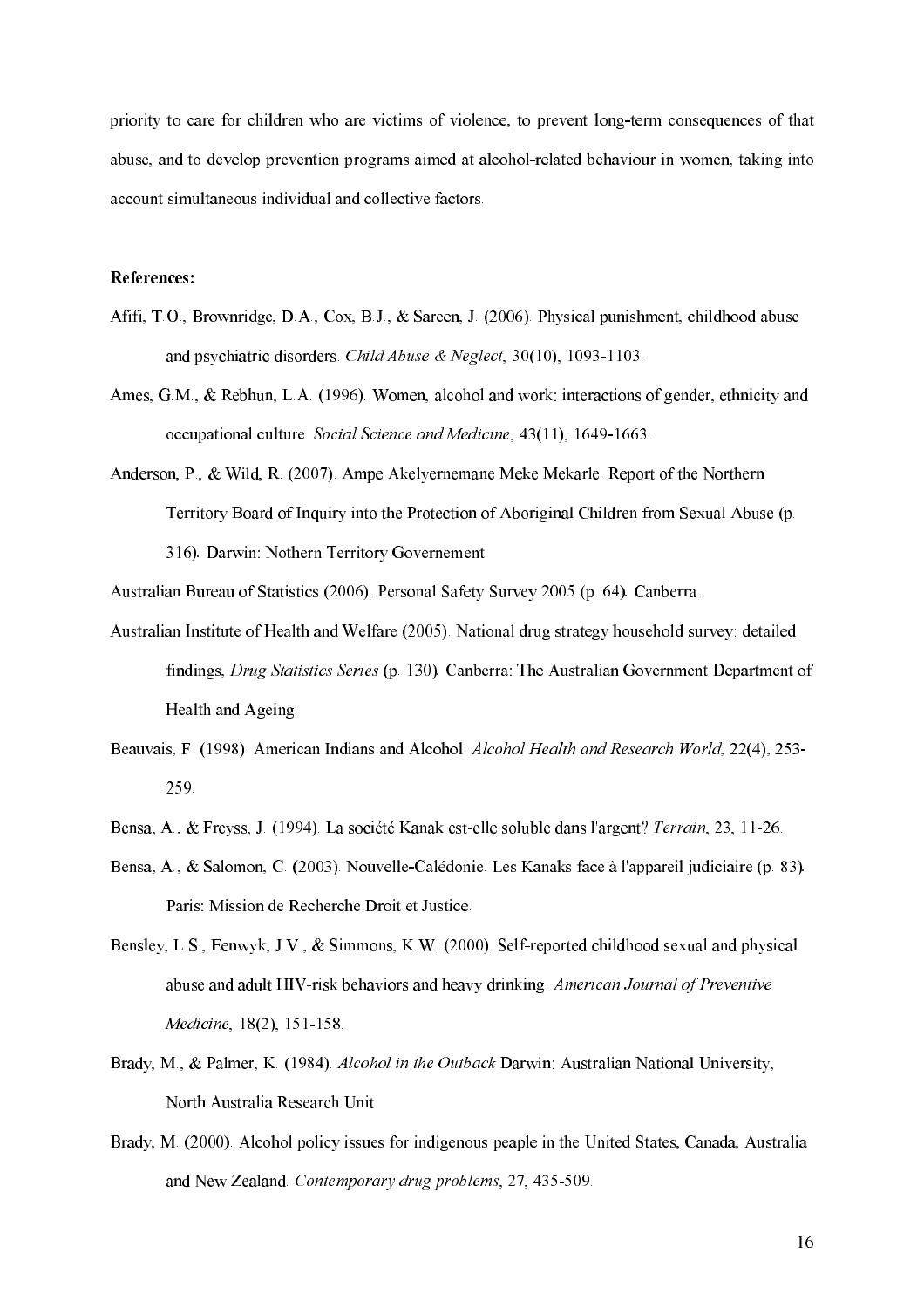priority to care for children who are victims of violence, to prevent long-term consequences of that abuse, and to develop prevention programs aimed at alcohol-related behaviour in women, taking into account simultaneous individual and collective factors.

**References:**

Afifi, T.O., Brownridge, D.A., Cox, B.J., & Sareen, J. (2006). Physical punishment, childhood abuse and psychiatric disorders. *Child Abuse & Neglect*, 30(10), 1093-1103.

Ames, G.M., & Rebhun, L.A. (1996). Women, alcohol and work: interactions of gender, ethnicity and occupational culture. *Social Science and Medicine*, 43(11), 1649-1663.

Anderson, P., & Wild, R. (2007). Ampe Akelyernemane Meke Mekarle. Report of the Northern Territory Board of Inquiry into the Protection of Aboriginal Children from Sexual Abuse (p. 316). Darwin: Nothern Territory Governement.

Australian Bureau of Statistics (2006). Personal Safety Survey 2005 (p. 64). Canberra.

Australian Institute of Health and Welfare (2005). National drug strategy household survey: detailed findings, *Drug Statistics Series* (p. 130). Canberra: The Australian Government Department of Health and Ageing.

Beauvais, F. (1998). American Indians and Alcohol. *Alcohol Health and Research World*, 22(4), 253-259.

Bensa, A., & Freyss, J. (1994). La société Kanak est-elle soluble dans l'argent? *Terrain*, 23, 11-26.

Bensa, A., & Salomon, C. (2003). Nouvelle-Calédonie. Les Kanaks face à l'appareil judiciaire (p. 83). Paris: Mission de Recherche Droit et Justice.

Bensley, L.S., Eenwyk, J.V., & Simmons, K.W. (2000). Self-reported childhood sexual and physical abuse and adult HIV-risk behaviors and heavy drinking. *American Journal of Preventive Medicine*, 18(2), 151-158.

Brady, M., & Palmer, K. (1984). *Alcohol in the Outback* Darwin: Australian National University, North Australia Research Unit.

Brady, M. (2000). Alcohol policy issues for indigenous peaple in the United States, Canada, Australia and New Zealand. *Contemporary drug problems*, 27, 435-509.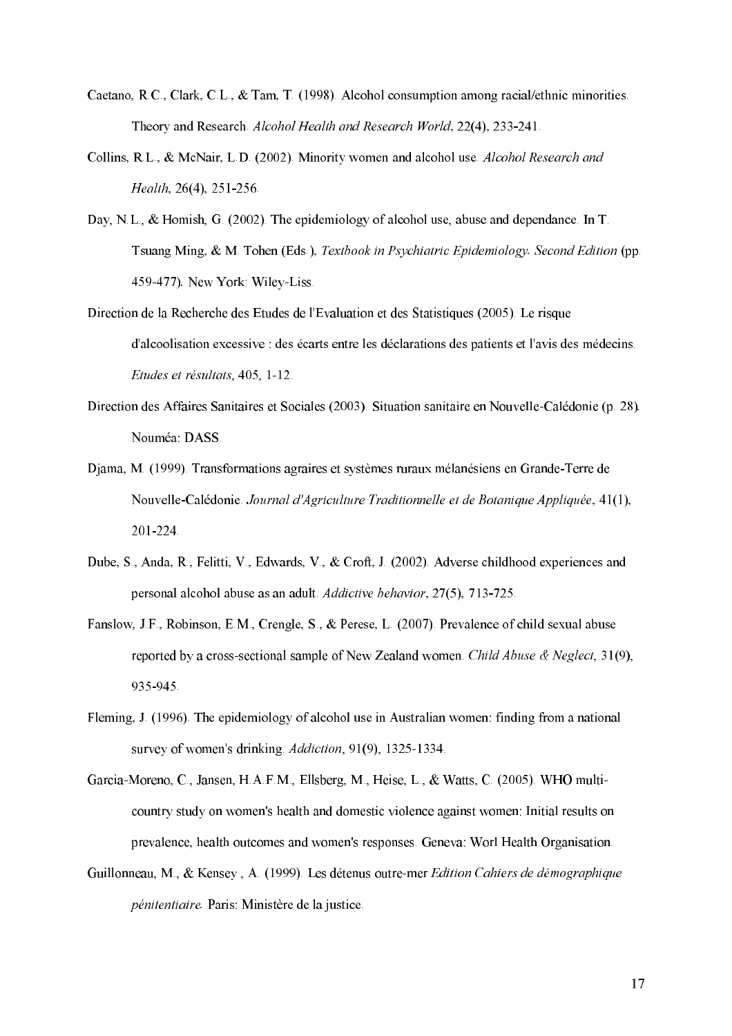Caetano, R.C., Clark, C.L., & Tam, T. (1998). Alcohol consumption among racial/ethnic minorities. Theory and Research. *Alcohol Health and Research World*, 22(4), 233-241.

Collins, R.L., & McNair, L.D. (2002). Minority women and alcohol use. *Alcohol Research and Health*, 26(4), 251-256.

Day, N.L., & Homish, G. (2002). The epidemiology of alcohol use, abuse and dependance. In T. Tsuang Ming, & M. Tohen (Eds.), *Textbook in Psychiatric Epidemiology. Second Edition* (pp. 459-477). New York: Wiley-Liss.

Direction de la Recherche des Etudes de l'Evaluation et des Statistiques (2005). Le risque d'alcoolisation excessive : des écarts entre les déclarations des patients et l'avis des médecins. *Etudes et résultats*, 405, 1-12.

Direction des Affaires Sanitaires et Sociales (2003). Situation sanitaire en Nouvelle-Calédonie (p. 28). Nouméa: DASS.

Djama, M. (1999). Transformations agraires et systèmes ruraux mélanésiens en Grande-Terre de Nouvelle-Calédonie. *Journal d'Agriculture Traditionnelle et de Botanique Appliquée*, 41(1), 201-224.

Dube, S., Anda, R., Felitti, V., Edwards, V., & Croft, J. (2002). Adverse childhood experiences and personal alcohol abuse as an adult. *Addictive behavior*, 27(5), 713-725.

Fanslow, J.F., Robinson, E.M., Crengle, S., & Perese, L. (2007). Prevalence of child sexual abuse reported by a cross-sectional sample of New Zealand women. *Child Abuse & Neglect*, 31(9), 935-945.

Fleming, J. (1996). The epidemiology of alcohol use in Australian women: finding from a national survey of women's drinking. *Addiction*, 91(9), 1325-1334.

Garcia-Moreno, C., Jansen, H.A.F.M., Ellsberg, M., Heise, L., & Watts, C. (2005). WHO multi-country study on women's health and domestic violence against women: Initial results on prevalence, health outcomes and women's responses. Geneva: Worl Health Organisation.

Guillonneau, M., & Kensey , A. (1999). Les détenus outre-mer *Edition Cahiers de démographique pénitentiaire*. Paris: Ministère de la justice.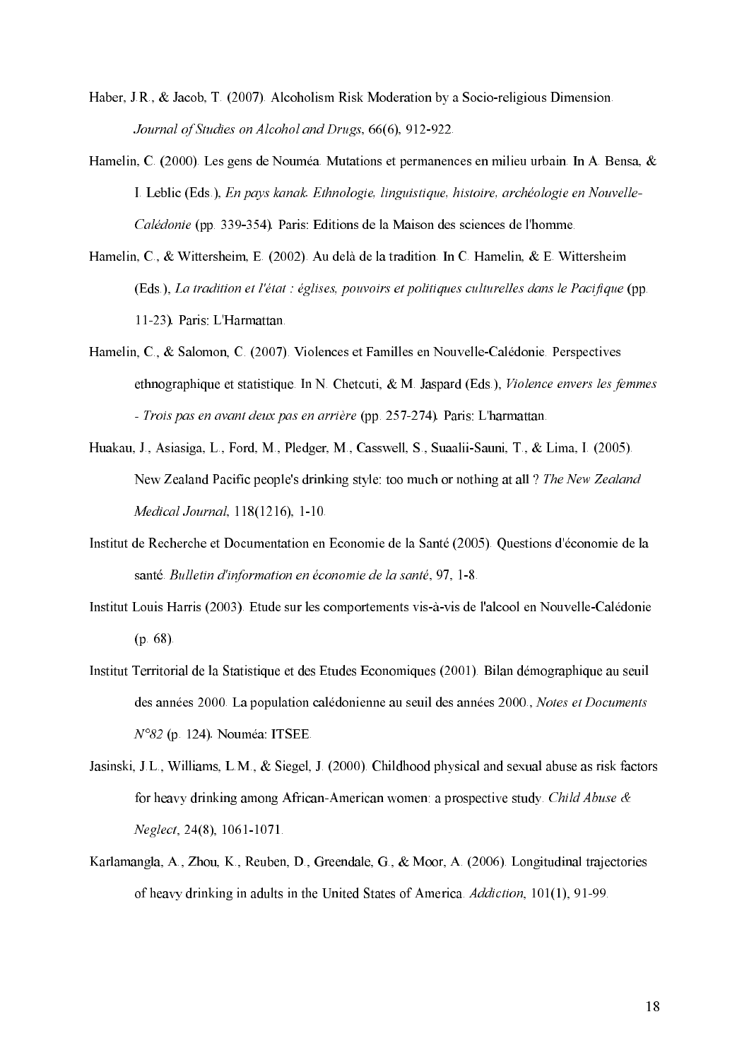Haber, J.R., & Jacob, T. (2007). Alcoholism Risk Moderation by a Socio-religious Dimension. *Journal of Studies on Alcohol and Drugs*, 66(6), 912-922.

Hamelin, C. (2000). Les gens de Nouméa. Mutations et permanences en milieu urbain. In A. Bensa, & I. Leblic (Eds.), *En pays kanak. Ethnologie, linguistique, histoire, archéologie en Nouvelle-Calédonie* (pp. 339-354). Paris: Editions de la Maison des sciences de l'homme.

Hamelin, C., & Wittersheim, E. (2002). Au delà de la tradition. In C. Hamelin, & E. Wittersheim (Eds.), *La tradition et l'état : églises, pouvoirs et politiques culturelles dans le Pacifique* (pp. 11-23). Paris: L'Harmattan.

Hamelin, C., & Salomon, C. (2007). Violences et Familles en Nouvelle-Calédonie. Perspectives ethnographique et statistique. In N. Chetcuti, & M. Jaspard (Eds.), *Violence envers les femmes - Trois pas en avant deux pas en arrière* (pp. 257-274). Paris: L'harmattan.

Huakau, J., Asiasiga, L., Ford, M., Pledger, M., Casswell, S., Suaalii-Sauni, T., & Lima, I. (2005). New Zealand Pacific people's drinking style: too much or nothing at all ? *The New Zealand Medical Journal*, 118(1216), 1-10.

Institut de Recherche et Documentation en Economie de la Santé (2005). Questions d'économie de la santé. *Bulletin d'information en économie de la santé*, 97, 1-8.

Institut Louis Harris (2003). Etude sur les comportements vis-à-vis de l'alcool en Nouvelle-Calédonie (p. 68).

Institut Territorial de la Statistique et des Etudes Economiques (2001). Bilan démographique au seuil des années 2000. La population calédonienne au seuil des années 2000., *Notes et Documents N°82* (p. 124). Nouméa: ITSEE.

Jasinski, J.L., Williams, L.M., & Siegel, J. (2000). Childhood physical and sexual abuse as risk factors for heavy drinking among African-American women: a prospective study. *Child Abuse & Neglect*, 24(8), 1061-1071.

Karlamangla, A., Zhou, K., Reuben, D., Greendale, G., & Moor, A. (2006). Longitudinal trajectories of heavy drinking in adults in the United States of America. *Addiction*, 101(1), 91-99.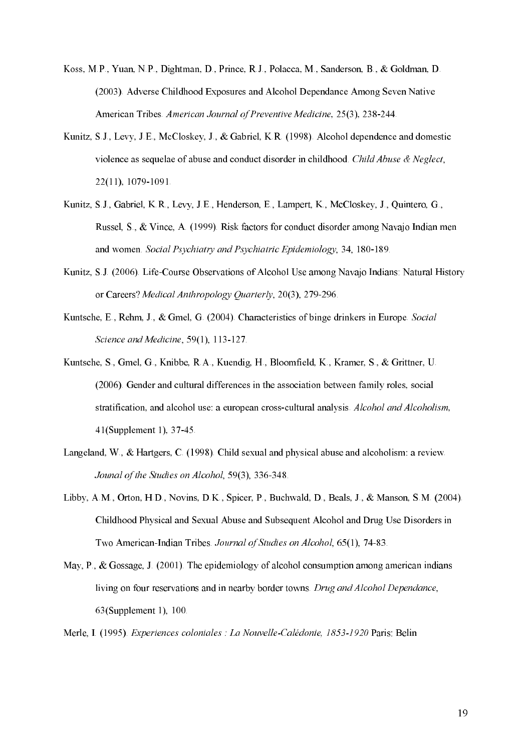Koss, M.P., Yuan, N.P., Dightman, D., Prince, R.J., Polacca, M., Sanderson, B., & Goldman, D. (2003). Adverse Childhood Exposures and Alcohol Dependance Among Seven Native American Tribes. *American Journal of Preventive Medicine*, 25(3), 238-244.

Kunitz, S.J., Levy, J.E., McCloskey, J., & Gabriel, K.R. (1998). Alcohol dependence and domestic violence as sequelae of abuse and conduct disorder in childhood. *Child Abuse & Neglect*, 22(11), 1079-1091.

Kunitz, S.J., Gabriel, K.R., Levy, J.E., Henderson, E., Lampert, K., McCloskey, J., Quintero, G., Russel, S., & Vince, A. (1999). Risk factors for conduct disorder among Navajo Indian men and women. *Social Psychiatry and Psychiatric Epidemiology*, 34, 180-189.

Kunitz, S.J. (2006). Life-Course Observations of Alcohol Use among Navajo Indians: Natural History or Careers? *Medical Anthropology Quarterly*, 20(3), 279-296.

Kuntsche, E., Rehm, J., & Gmel, G. (2004). Characteristics of binge drinkers in Europe. *Social Science and Medicine*, 59(1), 113-127.

Kuntsche, S., Gmel, G., Knibbe, R.A., Kuendig, H., Bloomfield, K., Kramer, S., & Grittner, U. (2006). Gender and cultural differences in the association between family roles, social stratification, and alcohol use: a european cross-cultural analysis. *Alcohol and Alcoholism*, 41(Supplement 1), 37-45.

Langeland, W., & Hartgers, C. (1998). Child sexual and physical abuse and alcoholism: a review. *Jounal of the Studies on Alcohol*, 59(3), 336-348.

Libby, A.M., Orton, H.D., Novins, D.K., Spicer, P., Buchwald, D., Beals, J., & Manson, S.M. (2004). Childhood Physical and Sexual Abuse and Subsequent Alcohol and Drug Use Disorders in Two American-Indian Tribes. *Journal of Studies on Alcohol*, 65(1), 74-83.

May, P., & Gossage, J. (2001). The epidemiology of alcohol consumption among american indians living on four reservations and in nearby border towns. *Drug and Alcohol Dependance*, 63(Supplement 1), 100.

Merle, I. (1995). *Experiences coloniales : La Nouvelle-Calédonie, 1853-1920* Paris: Belin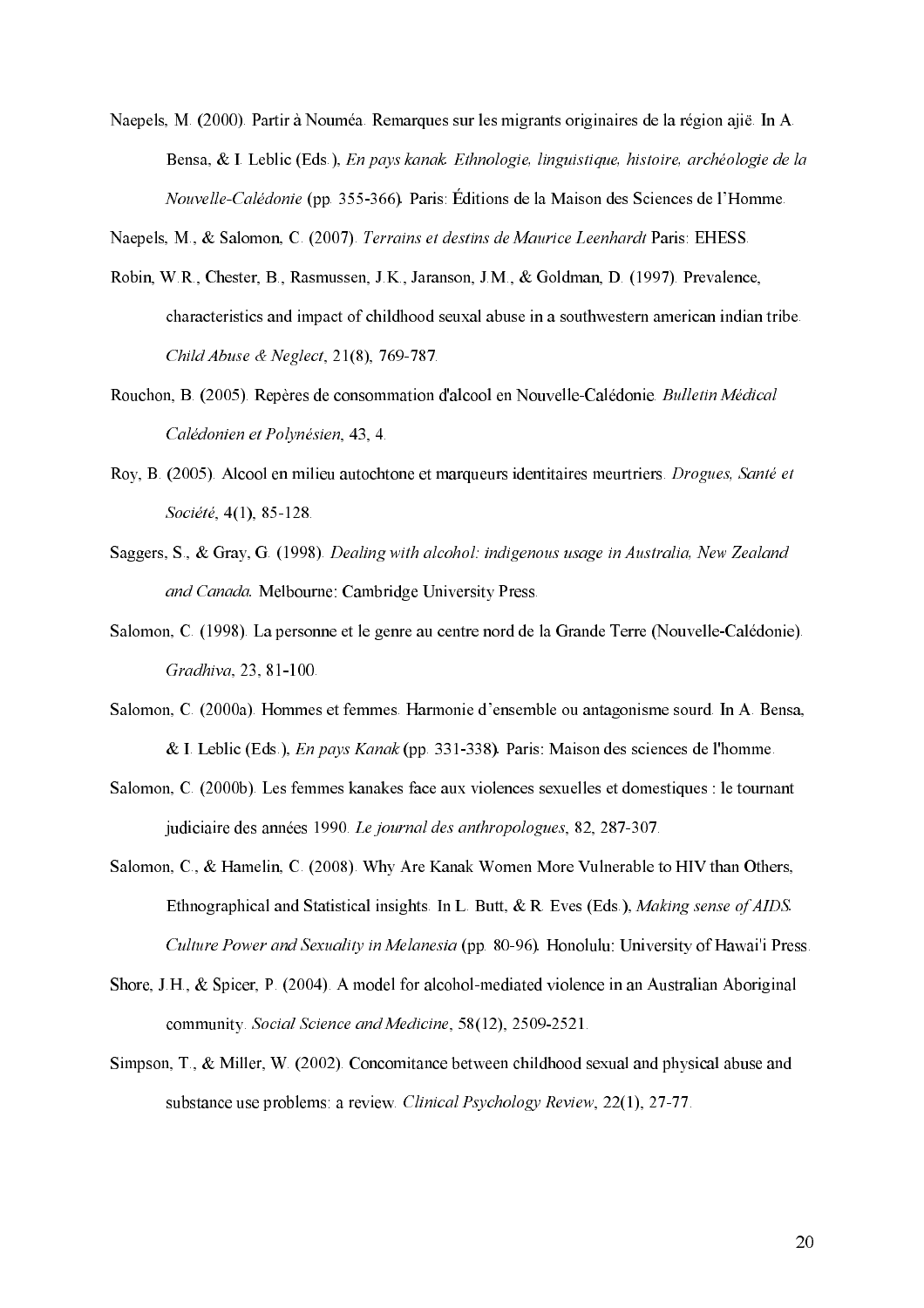Naepels, M. (2000). Partir à Nouméa. Remarques sur les migrants originaires de la région ajië. In A. Bensa, & I. Leblic (Eds.), *En pays kanak. Ethnologie, linguistique, histoire, archéologie de la Nouvelle-Calédonie* (pp. 355-366). Paris: Éditions de la Maison des Sciences de l'Homme.

Naepels, M., & Salomon, C. (2007). *Terrains et destins de Maurice Leenhardt* Paris: EHESS.

Robin, W.R., Chester, B., Rasmussen, J.K., Jaranson, J.M., & Goldman, D. (1997). Prevalence, characteristics and impact of childhood seuxal abuse in a southwestern american indian tribe. *Child Abuse & Neglect*, 21(8), 769-787.

Rouchon, B. (2005). Repères de consommation d'alcool en Nouvelle-Calédonie. *Bulletin Médical Calédonien et Polynésien*, 43, 4.

Roy, B. (2005). Alcool en milieu autochtone et marqueurs identitaires meurtriers. *Drogues, Santé et Société*, 4(1), 85-128.

Saggers, S., & Gray, G. (1998). *Dealing with alcohol: indigenous usage in Australia, New Zealand and Canada*. Melbourne: Cambridge University Press.

Salomon, C. (1998). La personne et le genre au centre nord de la Grande Terre (Nouvelle-Calédonie). *Gradhiva*, 23, 81-100.

Salomon, C. (2000a). Hommes et femmes. Harmonie d'ensemble ou antagonisme sourd. In A. Bensa, & I. Leblic (Eds.), *En pays Kanak* (pp. 331-338). Paris: Maison des sciences de l'homme.

Salomon, C. (2000b). Les femmes kanakes face aux violences sexuelles et domestiques : le tournant judiciaire des années 1990. *Le journal des anthropologues*, 82, 287-307.

Salomon, C., & Hamelin, C. (2008). Why Are Kanak Women More Vulnerable to HIV than Others, Ethnographical and Statistical insights. In L. Butt, & R. Eves (Eds.), *Making sense of AIDS. Culture Power and Sexuality in Melanesia* (pp. 80-96). Honolulu: University of Hawai'i Press.

Shore, J.H., & Spicer, P. (2004). A model for alcohol-mediated violence in an Australian Aboriginal community. *Social Science and Medicine*, 58(12), 2509-2521.

Simpson, T., & Miller, W. (2002). Concomitance between childhood sexual and physical abuse and substance use problems: a review. *Clinical Psychology Review*, 22(1), 27-77.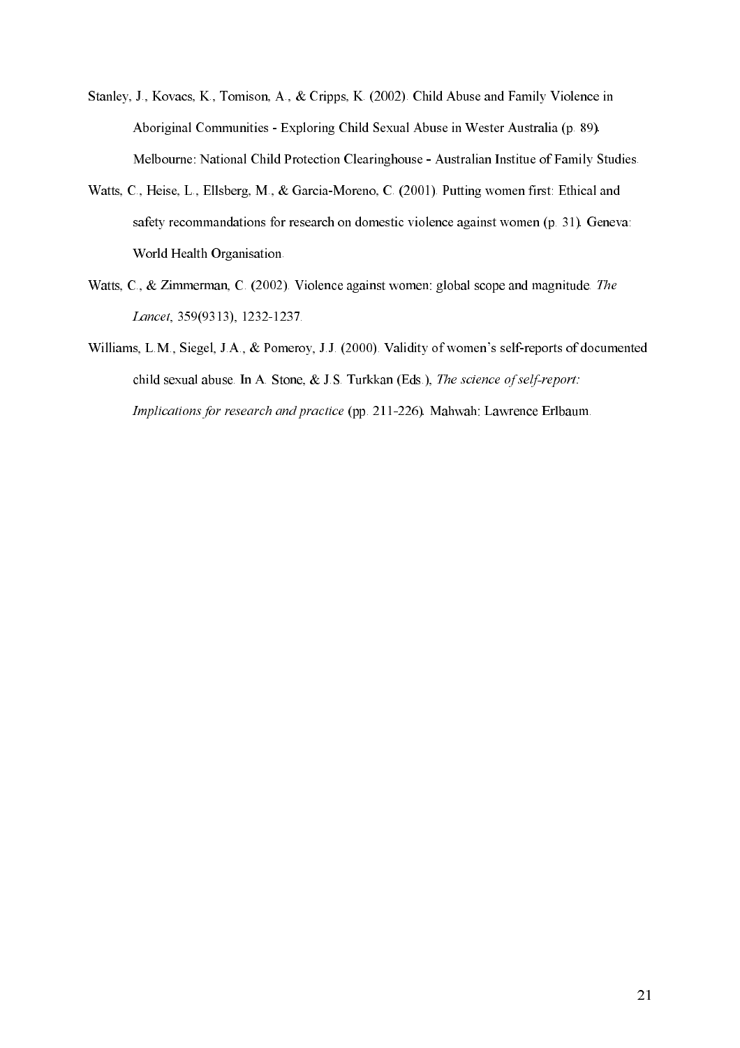Stanley, J., Kovacs, K., Tomison, A., & Cripps, K. (2002). Child Abuse and Family Violence in Aboriginal Communities - Exploring Child Sexual Abuse in Wester Australia (p. 89). Melbourne: National Child Protection Clearinghouse - Australian Institue of Family Studies.

Watts, C., Heise, L., Ellsberg, M., & Garcia-Moreno, C. (2001). Putting women first: Ethical and safety recommandations for research on domestic violence against women (p. 31). Geneva: World Health Organisation.

Watts, C., & Zimmerman, C. (2002). Violence against women: global scope and magnitude. *The Lancet*, 359(9313), 1232-1237.

Williams, L.M., Siegel, J.A., & Pomeroy, J.J. (2000). Validity of women's self-reports of documented child sexual abuse. In A. Stone, & J.S. Turkkan (Eds.), *The science of self-report: Implications for research and practice* (pp. 211-226). Mahwah: Lawrence Erlbaum.